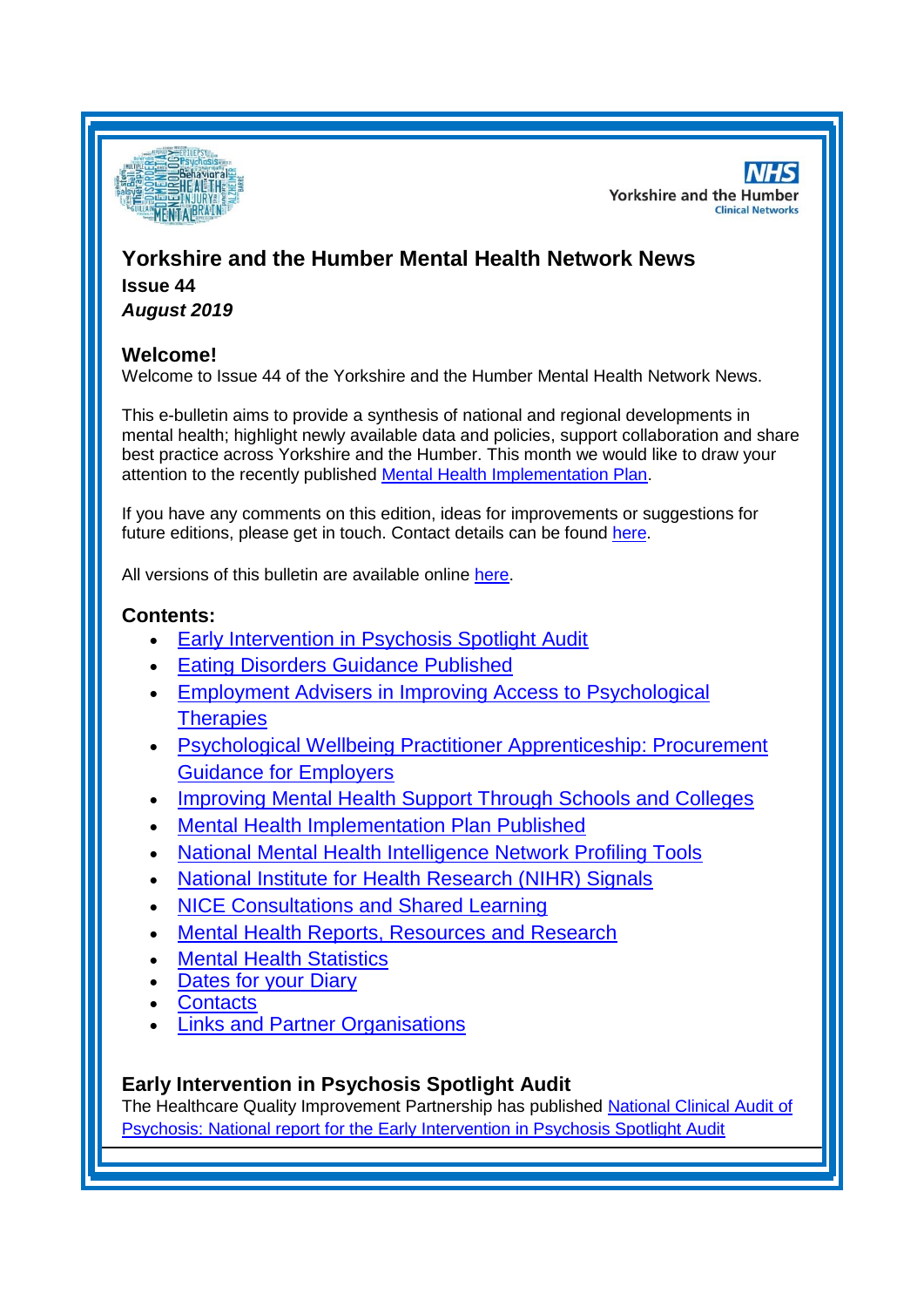# Yorkshire and the Humber Mental Health Network News

**Issue 44**

***August 2019***

## Welcome!

Welcome to Issue 44 of the Yorkshire and the Humber Mental Health Network News.

This e-bulletin aims to provide a synthesis of national and regional developments in mental health; highlight newly available data and policies, support collaboration and share best practice across Yorkshire and the Humber. This month we would like to draw your attention to the recently published Mental Health Implementation Plan.

If you have any comments on this edition, ideas for improvements or suggestions for future editions, please get in touch. Contact details can be found here.

All versions of this bulletin are available online here.

## Contents:

- Early Intervention in Psychosis Spotlight Audit
- Eating Disorders Guidance Published
- Employment Advisers in Improving Access to Psychological Therapies
- Psychological Wellbeing Practitioner Apprenticeship: Procurement Guidance for Employers
- Improving Mental Health Support Through Schools and Colleges
- Mental Health Implementation Plan Published
- National Mental Health Intelligence Network Profiling Tools
- National Institute for Health Research (NIHR) Signals
- NICE Consultations and Shared Learning
- Mental Health Reports, Resources and Research
- Mental Health Statistics
- Dates for your Diary
- Contacts
- Links and Partner Organisations

## Early Intervention in Psychosis Spotlight Audit

The Healthcare Quality Improvement Partnership has published National Clinical Audit of Psychosis: National report for the Early Intervention in Psychosis Spotlight Audit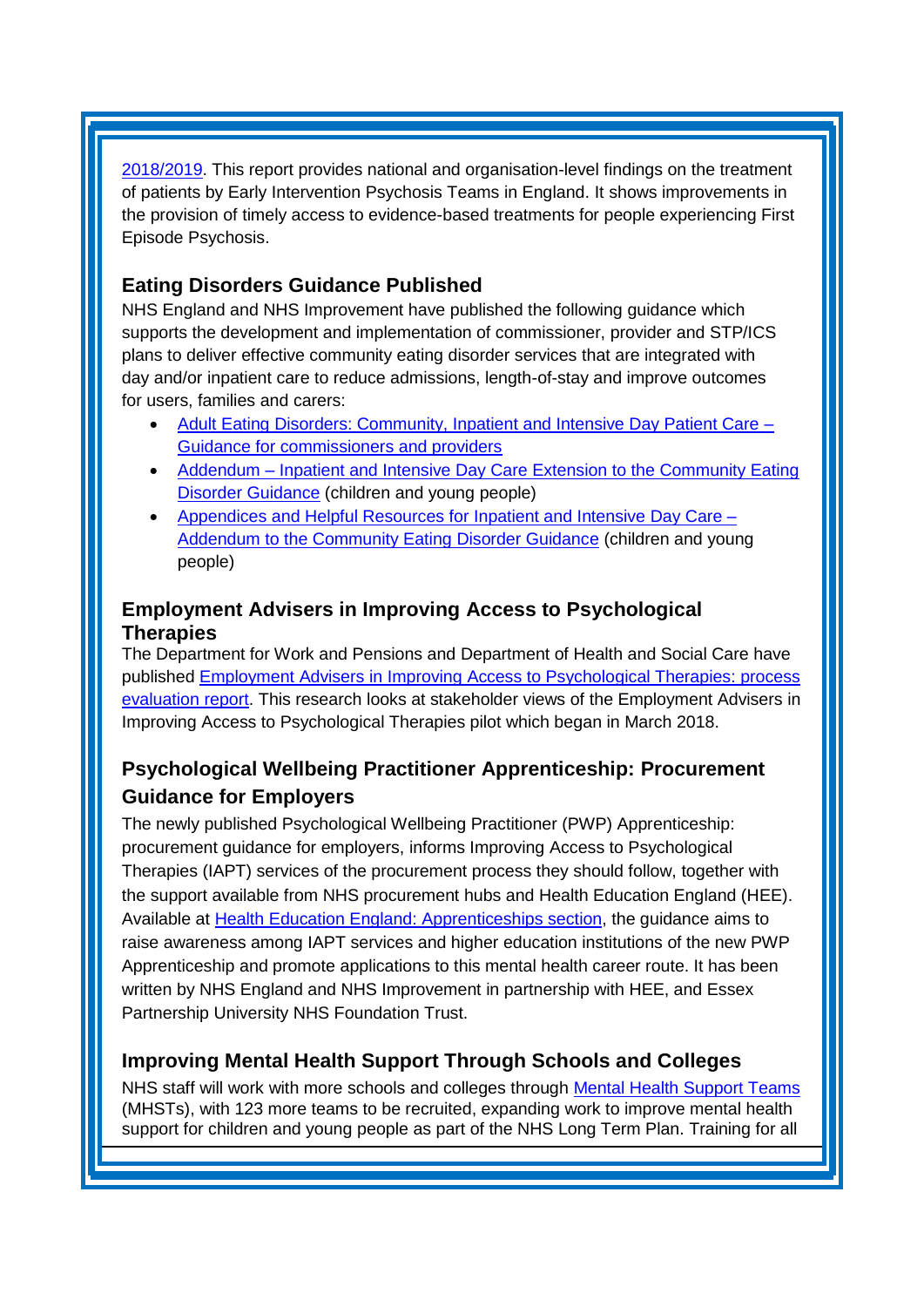2018/2019. This report provides national and organisation-level findings on the treatment of patients by Early Intervention Psychosis Teams in England. It shows improvements in the provision of timely access to evidence-based treatments for people experiencing First Episode Psychosis.

### Eating Disorders Guidance Published

NHS England and NHS Improvement have published the following guidance which supports the development and implementation of commissioner, provider and STP/ICS plans to deliver effective community eating disorder services that are integrated with day and/or inpatient care to reduce admissions, length-of-stay and improve outcomes for users, families and carers:

- Adult Eating Disorders: Community, Inpatient and Intensive Day Patient Care – Guidance for commissioners and providers
- Addendum – Inpatient and Intensive Day Care Extension to the Community Eating Disorder Guidance (children and young people)
- Appendices and Helpful Resources for Inpatient and Intensive Day Care – Addendum to the Community Eating Disorder Guidance (children and young people)

### Employment Advisers in Improving Access to Psychological Therapies

The Department for Work and Pensions and Department of Health and Social Care have published Employment Advisers in Improving Access to Psychological Therapies: process evaluation report. This research looks at stakeholder views of the Employment Advisers in Improving Access to Psychological Therapies pilot which began in March 2018.

### Psychological Wellbeing Practitioner Apprenticeship: Procurement Guidance for Employers

The newly published Psychological Wellbeing Practitioner (PWP) Apprenticeship: procurement guidance for employers, informs Improving Access to Psychological Therapies (IAPT) services of the procurement process they should follow, together with the support available from NHS procurement hubs and Health Education England (HEE). Available at Health Education England: Apprenticeships section, the guidance aims to raise awareness among IAPT services and higher education institutions of the new PWP Apprenticeship and promote applications to this mental health career route. It has been written by NHS England and NHS Improvement in partnership with HEE, and Essex Partnership University NHS Foundation Trust.

### Improving Mental Health Support Through Schools and Colleges

NHS staff will work with more schools and colleges through Mental Health Support Teams (MHSTs), with 123 more teams to be recruited, expanding work to improve mental health support for children and young people as part of the NHS Long Term Plan. Training for all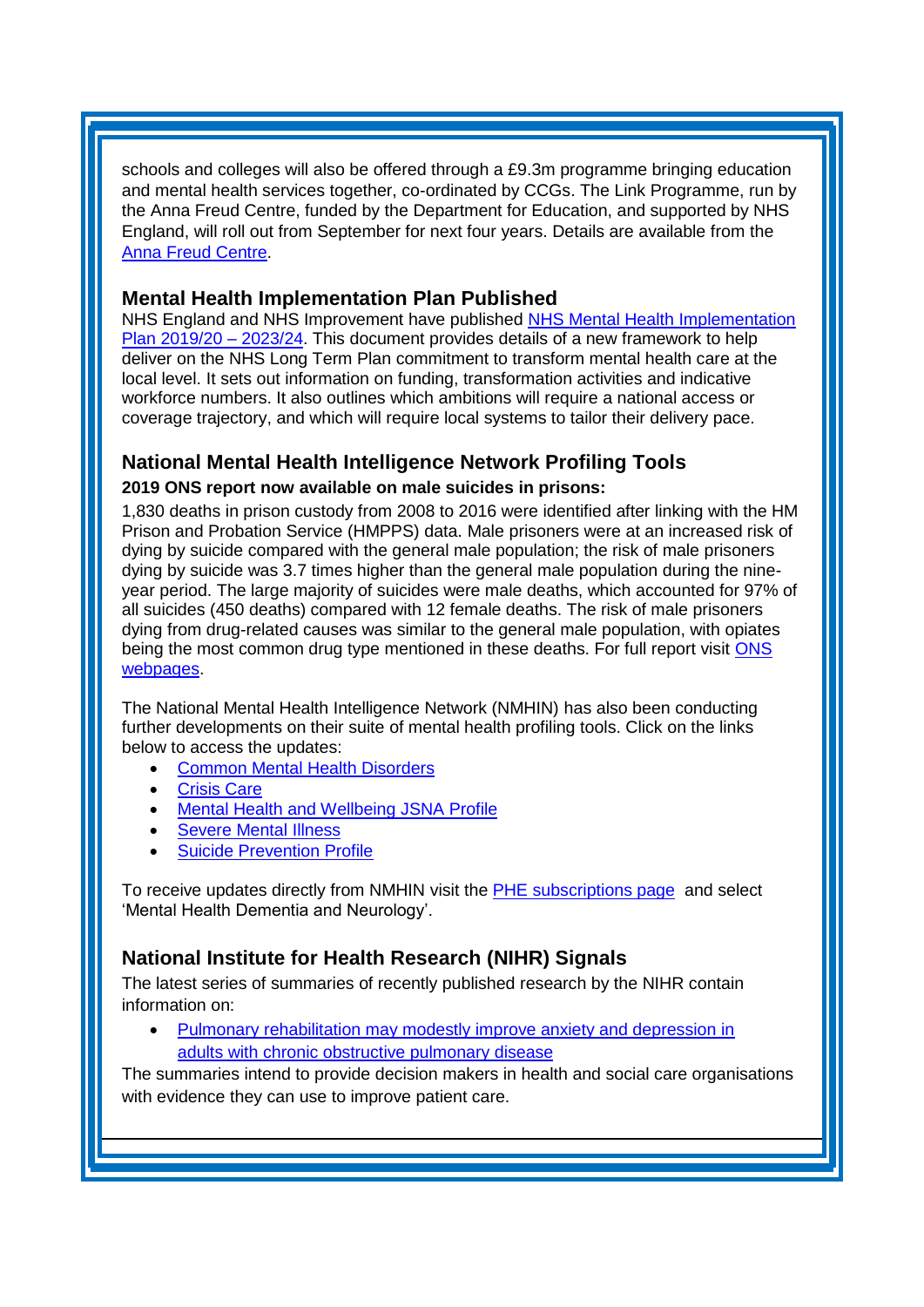schools and colleges will also be offered through a £9.3m programme bringing education and mental health services together, co-ordinated by CCGs. The Link Programme, run by the Anna Freud Centre, funded by the Department for Education, and supported by NHS England, will roll out from September for next four years. Details are available from the [Anna Freud Centre](#).

## Mental Health Implementation Plan Published

NHS England and NHS Improvement have published [NHS Mental Health Implementation Plan 2019/20 – 2023/24](#). This document provides details of a new framework to help deliver on the NHS Long Term Plan commitment to transform mental health care at the local level. It sets out information on funding, transformation activities and indicative workforce numbers. It also outlines which ambitions will require a national access or coverage trajectory, and which will require local systems to tailor their delivery pace.

## National Mental Health Intelligence Network Profiling Tools

**2019 ONS report now available on male suicides in prisons:**

1,830 deaths in prison custody from 2008 to 2016 were identified after linking with the HM Prison and Probation Service (HMPPS) data. Male prisoners were at an increased risk of dying by suicide compared with the general male population; the risk of male prisoners dying by suicide was 3.7 times higher than the general male population during the nine-year period. The large majority of suicides were male deaths, which accounted for 97% of all suicides (450 deaths) compared with 12 female deaths. The risk of male prisoners dying from drug-related causes was similar to the general male population, with opiates being the most common drug type mentioned in these deaths. For full report visit [ONS webpages](#).

The National Mental Health Intelligence Network (NMHIN) has also been conducting further developments on their suite of mental health profiling tools. Click on the links below to access the updates:

- [Common Mental Health Disorders](#)
- [Crisis Care](#)
- [Mental Health and Wellbeing JSNA Profile](#)
- [Severe Mental Illness](#)
- [Suicide Prevention Profile](#)

To receive updates directly from NMHIN visit the [PHE subscriptions page](#) and select 'Mental Health Dementia and Neurology'.

## National Institute for Health Research (NIHR) Signals

The latest series of summaries of recently published research by the NIHR contain information on:

- [Pulmonary rehabilitation may modestly improve anxiety and depression in adults with chronic obstructive pulmonary disease](#)

The summaries intend to provide decision makers in health and social care organisations with evidence they can use to improve patient care.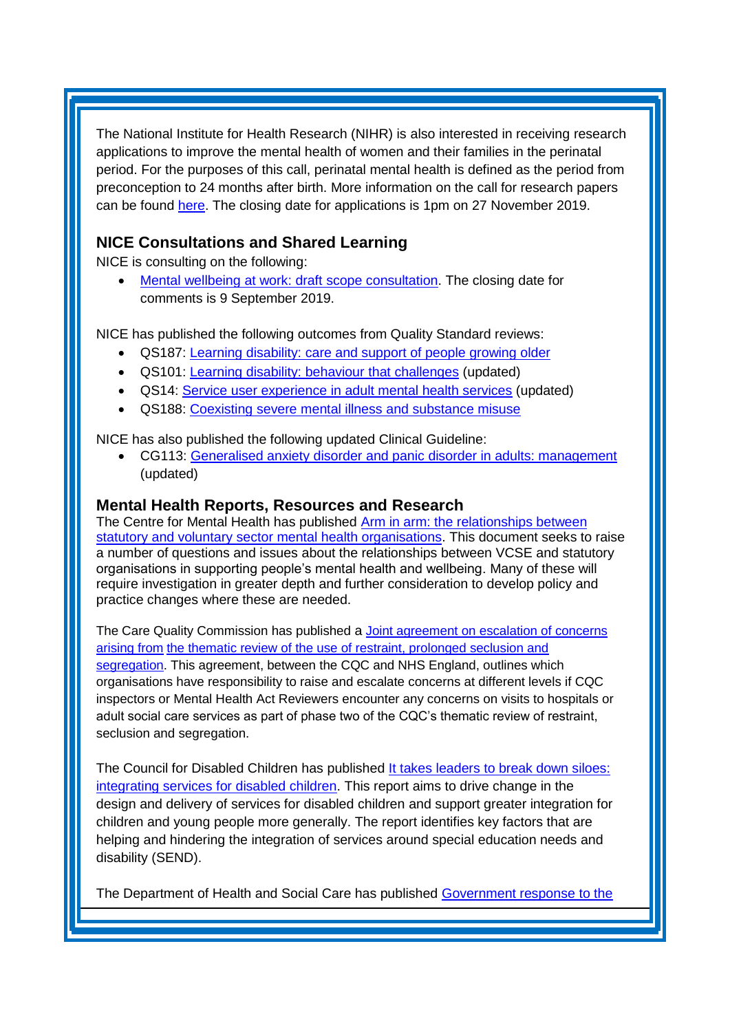The National Institute for Health Research (NIHR) is also interested in receiving research applications to improve the mental health of women and their families in the perinatal period. For the purposes of this call, perinatal mental health is defined as the period from preconception to 24 months after birth. More information on the call for research papers can be found here. The closing date for applications is 1pm on 27 November 2019.

## NICE Consultations and Shared Learning

NICE is consulting on the following:

- Mental wellbeing at work: draft scope consultation. The closing date for comments is 9 September 2019.

NICE has published the following outcomes from Quality Standard reviews:

- QS187: Learning disability: care and support of people growing older
- QS101: Learning disability: behaviour that challenges (updated)
- QS14: Service user experience in adult mental health services (updated)
- QS188: Coexisting severe mental illness and substance misuse

NICE has also published the following updated Clinical Guideline:

- CG113: Generalised anxiety disorder and panic disorder in adults: management (updated)

## Mental Health Reports, Resources and Research

The Centre for Mental Health has published Arm in arm: the relationships between statutory and voluntary sector mental health organisations. This document seeks to raise a number of questions and issues about the relationships between VCSE and statutory organisations in supporting people's mental health and wellbeing. Many of these will require investigation in greater depth and further consideration to develop policy and practice changes where these are needed.

The Care Quality Commission has published a Joint agreement on escalation of concerns arising from the thematic review of the use of restraint, prolonged seclusion and segregation. This agreement, between the CQC and NHS England, outlines which organisations have responsibility to raise and escalate concerns at different levels if CQC inspectors or Mental Health Act Reviewers encounter any concerns on visits to hospitals or adult social care services as part of phase two of the CQC's thematic review of restraint, seclusion and segregation.

The Council for Disabled Children has published It takes leaders to break down siloes: integrating services for disabled children. This report aims to drive change in the design and delivery of services for disabled children and support greater integration for children and young people more generally. The report identifies key factors that are helping and hindering the integration of services around special education needs and disability (SEND).

The Department of Health and Social Care has published Government response to the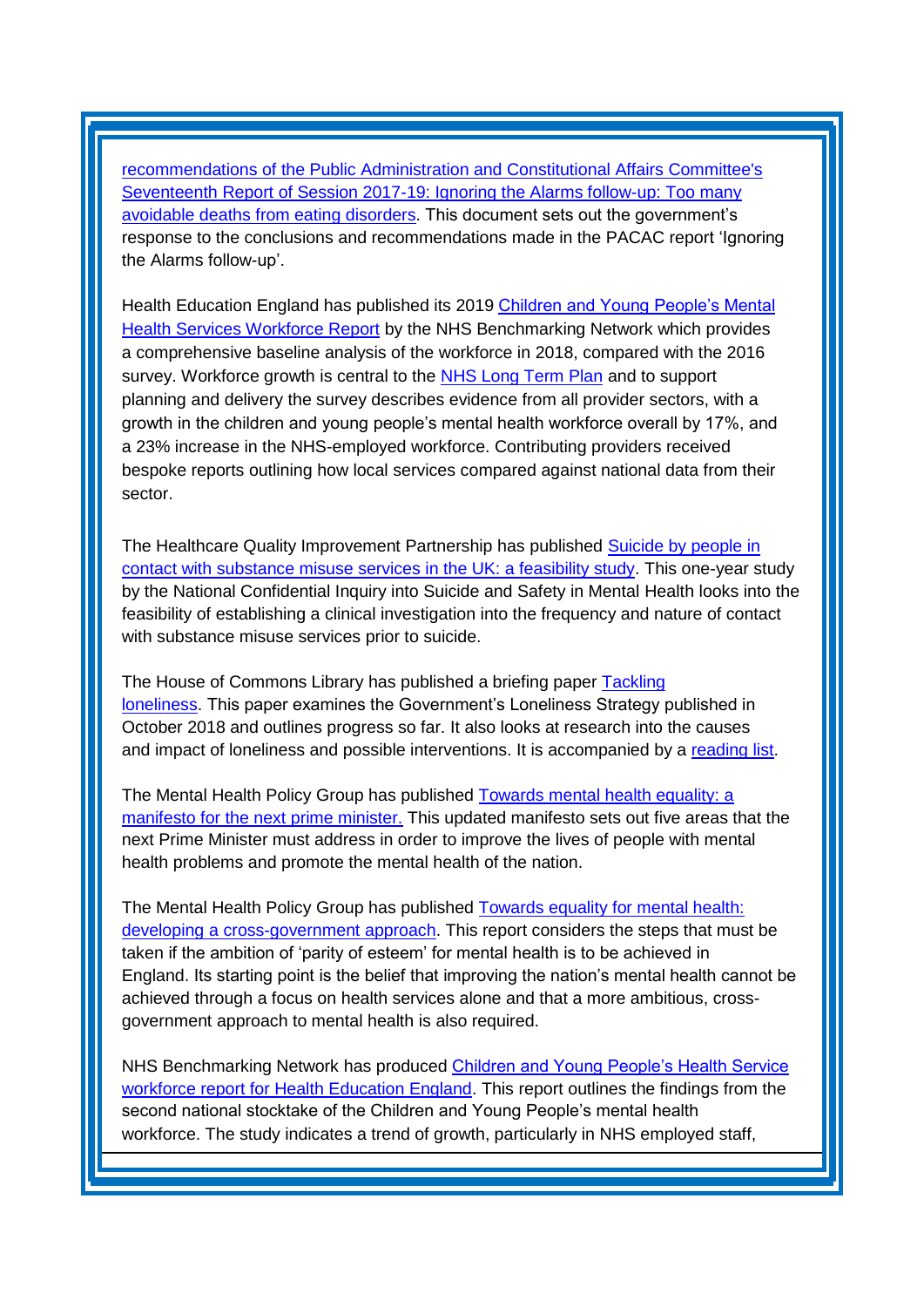recommendations of the Public Administration and Constitutional Affairs Committee's Seventeenth Report of Session 2017-19: Ignoring the Alarms follow-up: Too many avoidable deaths from eating disorders. This document sets out the government's response to the conclusions and recommendations made in the PACAC report 'Ignoring the Alarms follow-up'.

Health Education England has published its 2019 Children and Young People's Mental Health Services Workforce Report by the NHS Benchmarking Network which provides a comprehensive baseline analysis of the workforce in 2018, compared with the 2016 survey. Workforce growth is central to the NHS Long Term Plan and to support planning and delivery the survey describes evidence from all provider sectors, with a growth in the children and young people's mental health workforce overall by 17%, and a 23% increase in the NHS-employed workforce. Contributing providers received bespoke reports outlining how local services compared against national data from their sector.

The Healthcare Quality Improvement Partnership has published Suicide by people in contact with substance misuse services in the UK: a feasibility study. This one-year study by the National Confidential Inquiry into Suicide and Safety in Mental Health looks into the feasibility of establishing a clinical investigation into the frequency and nature of contact with substance misuse services prior to suicide.

The House of Commons Library has published a briefing paper Tackling loneliness. This paper examines the Government's Loneliness Strategy published in October 2018 and outlines progress so far. It also looks at research into the causes and impact of loneliness and possible interventions. It is accompanied by a reading list.

The Mental Health Policy Group has published Towards mental health equality: a manifesto for the next prime minister. This updated manifesto sets out five areas that the next Prime Minister must address in order to improve the lives of people with mental health problems and promote the mental health of the nation.

The Mental Health Policy Group has published Towards equality for mental health: developing a cross-government approach. This report considers the steps that must be taken if the ambition of 'parity of esteem' for mental health is to be achieved in England. Its starting point is the belief that improving the nation's mental health cannot be achieved through a focus on health services alone and that a more ambitious, cross-government approach to mental health is also required.

NHS Benchmarking Network has produced Children and Young People's Health Service workforce report for Health Education England. This report outlines the findings from the second national stocktake of the Children and Young People's mental health workforce. The study indicates a trend of growth, particularly in NHS employed staff,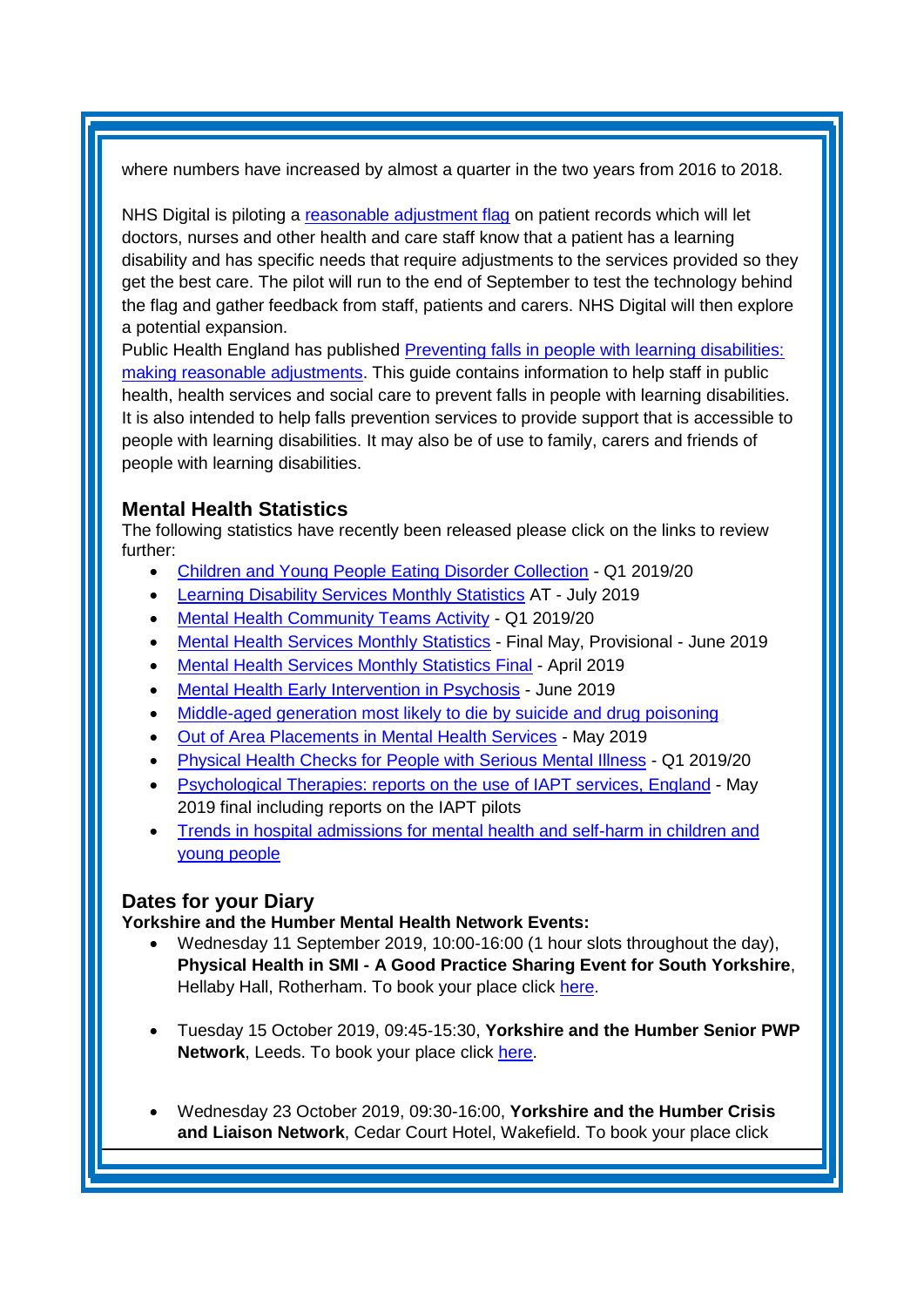where numbers have increased by almost a quarter in the two years from 2016 to 2018.

NHS Digital is piloting a reasonable adjustment flag on patient records which will let doctors, nurses and other health and care staff know that a patient has a learning disability and has specific needs that require adjustments to the services provided so they get the best care. The pilot will run to the end of September to test the technology behind the flag and gather feedback from staff, patients and carers. NHS Digital will then explore a potential expansion.
Public Health England has published Preventing falls in people with learning disabilities: making reasonable adjustments. This guide contains information to help staff in public health, health services and social care to prevent falls in people with learning disabilities. It is also intended to help falls prevention services to provide support that is accessible to people with learning disabilities. It may also be of use to family, carers and friends of people with learning disabilities.

### Mental Health Statistics

The following statistics have recently been released please click on the links to review further:

- Children and Young People Eating Disorder Collection - Q1 2019/20
- Learning Disability Services Monthly Statistics AT - July 2019
- Mental Health Community Teams Activity - Q1 2019/20
- Mental Health Services Monthly Statistics - Final May, Provisional - June 2019
- Mental Health Services Monthly Statistics Final - April 2019
- Mental Health Early Intervention in Psychosis - June 2019
- Middle-aged generation most likely to die by suicide and drug poisoning
- Out of Area Placements in Mental Health Services - May 2019
- Physical Health Checks for People with Serious Mental Illness - Q1 2019/20
- Psychological Therapies: reports on the use of IAPT services, England - May 2019 final including reports on the IAPT pilots
- Trends in hospital admissions for mental health and self-harm in children and young people

### Dates for your Diary

**Yorkshire and the Humber Mental Health Network Events:**

- Wednesday 11 September 2019, 10:00-16:00 (1 hour slots throughout the day), **Physical Health in SMI - A Good Practice Sharing Event for South Yorkshire**, Hellaby Hall, Rotherham. To book your place click here.

- Tuesday 15 October 2019, 09:45-15:30, **Yorkshire and the Humber Senior PWP Network**, Leeds. To book your place click here.

- Wednesday 23 October 2019, 09:30-16:00, **Yorkshire and the Humber Crisis and Liaison Network**, Cedar Court Hotel, Wakefield. To book your place click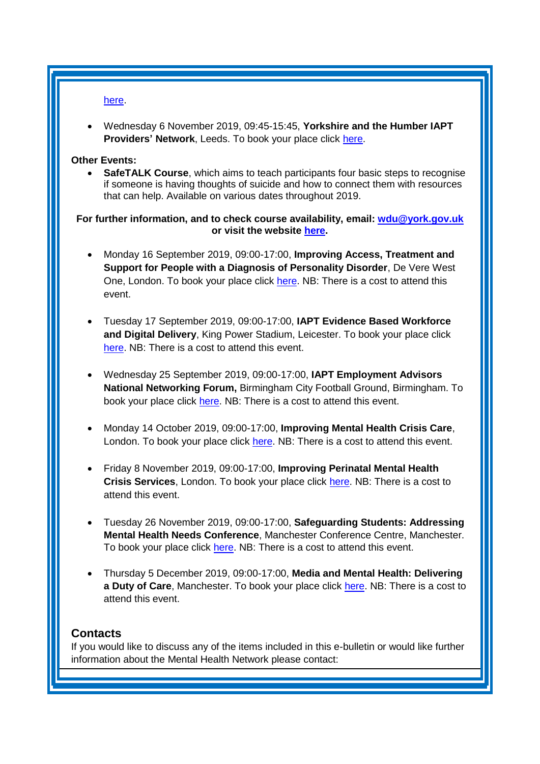here.

- Wednesday 6 November 2019, 09:45-15:45, **Yorkshire and the Humber IAPT Providers' Network**, Leeds. To book your place click here.

**Other Events:**

- **SafeTALK Course**, which aims to teach participants four basic steps to recognise if someone is having thoughts of suicide and how to connect them with resources that can help. Available on various dates throughout 2019.

**For further information, and to check course availability, email: wdu@york.gov.uk or visit the website here.**

- Monday 16 September 2019, 09:00-17:00, **Improving Access, Treatment and Support for People with a Diagnosis of Personality Disorder**, De Vere West One, London. To book your place click here. NB: There is a cost to attend this event.

- Tuesday 17 September 2019, 09:00-17:00, **IAPT Evidence Based Workforce and Digital Delivery**, King Power Stadium, Leicester. To book your place click here. NB: There is a cost to attend this event.

- Wednesday 25 September 2019, 09:00-17:00, **IAPT Employment Advisors National Networking Forum,** Birmingham City Football Ground, Birmingham. To book your place click here. NB: There is a cost to attend this event.

- Monday 14 October 2019, 09:00-17:00, **Improving Mental Health Crisis Care**, London. To book your place click here. NB: There is a cost to attend this event.

- Friday 8 November 2019, 09:00-17:00, **Improving Perinatal Mental Health Crisis Services**, London. To book your place click here. NB: There is a cost to attend this event.

- Tuesday 26 November 2019, 09:00-17:00, **Safeguarding Students: Addressing Mental Health Needs Conference**, Manchester Conference Centre, Manchester. To book your place click here. NB: There is a cost to attend this event.

- Thursday 5 December 2019, 09:00-17:00, **Media and Mental Health: Delivering a Duty of Care**, Manchester. To book your place click here. NB: There is a cost to attend this event.

## Contacts

If you would like to discuss any of the items included in this e-bulletin or would like further information about the Mental Health Network please contact: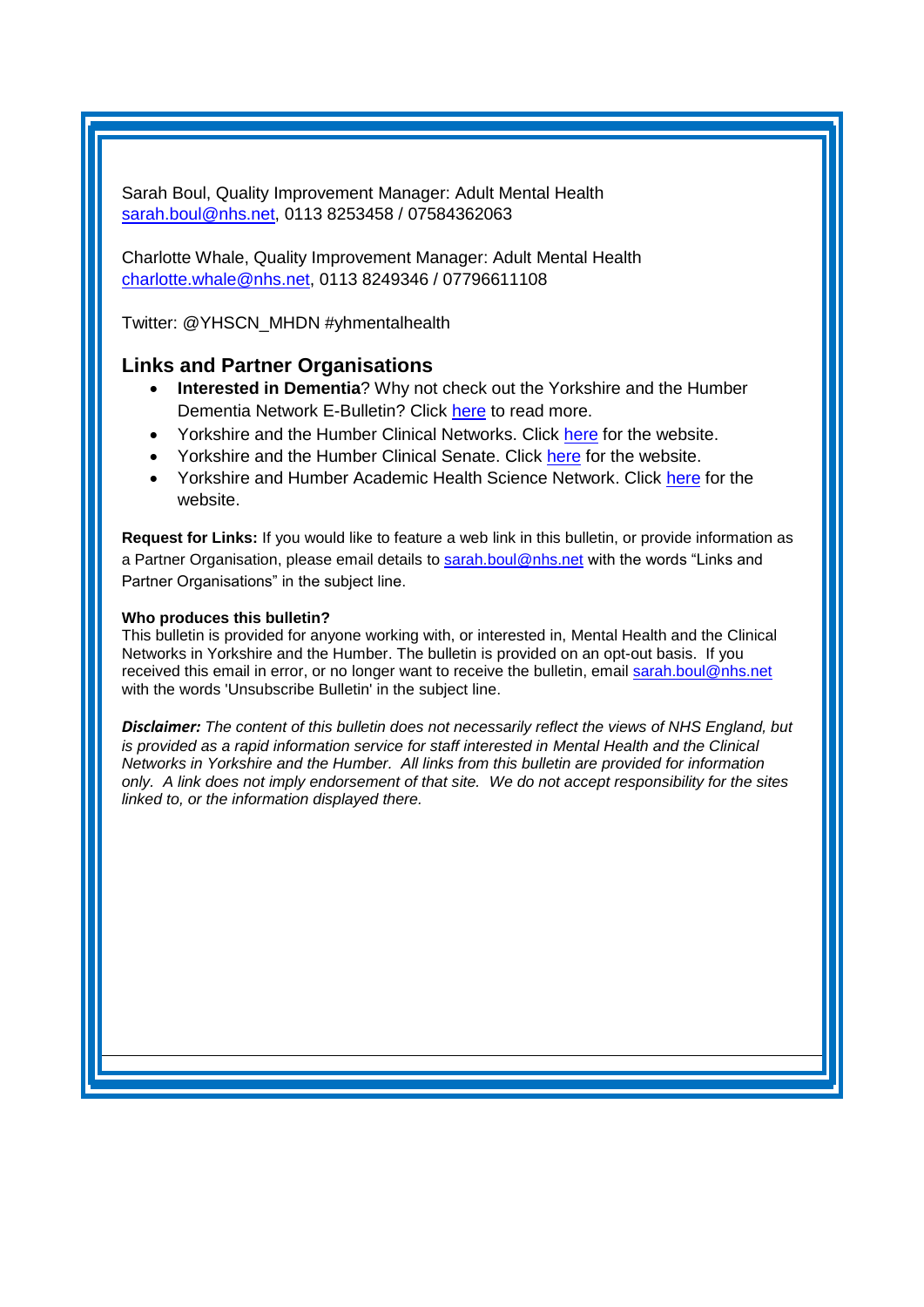Sarah Boul, Quality Improvement Manager: Adult Mental Health
sarah.boul@nhs.net, 0113 8253458 / 07584362063

Charlotte Whale, Quality Improvement Manager: Adult Mental Health
charlotte.whale@nhs.net, 0113 8249346 / 07796611108

Twitter: @YHSCN_MHDN #yhmentalhealth

## Links and Partner Organisations

- **Interested in Dementia**? Why not check out the Yorkshire and the Humber Dementia Network E-Bulletin? Click here to read more.
- Yorkshire and the Humber Clinical Networks. Click here for the website.
- Yorkshire and the Humber Clinical Senate. Click here for the website.
- Yorkshire and Humber Academic Health Science Network. Click here for the website.

**Request for Links:** If you would like to feature a web link in this bulletin, or provide information as a Partner Organisation, please email details to sarah.boul@nhs.net with the words "Links and Partner Organisations" in the subject line.

**Who produces this bulletin?**
This bulletin is provided for anyone working with, or interested in, Mental Health and the Clinical Networks in Yorkshire and the Humber. The bulletin is provided on an opt-out basis. If you received this email in error, or no longer want to receive the bulletin, email sarah.boul@nhs.net with the words 'Unsubscribe Bulletin' in the subject line.

***Disclaimer:*** *The content of this bulletin does not necessarily reflect the views of NHS England, but is provided as a rapid information service for staff interested in Mental Health and the Clinical Networks in Yorkshire and the Humber. All links from this bulletin are provided for information only. A link does not imply endorsement of that site. We do not accept responsibility for the sites linked to, or the information displayed there.*